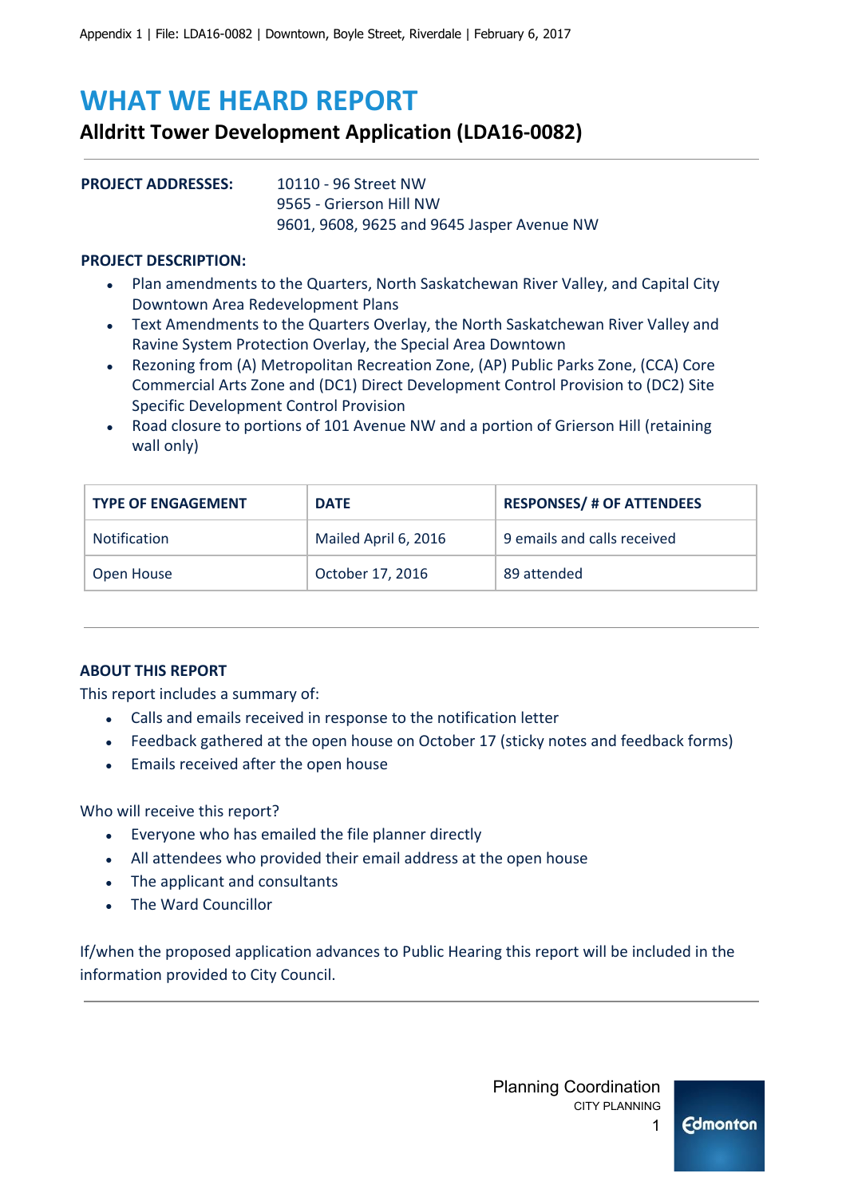# WHAT WE HEARD REPORT

## Alldritt Tower Development Application (LDA16-0082)

**PROJECT ADDRESSES:** 10110 - 96 Street NW
9565 - Grierson Hill NW
9601, 9608, 9625 and 9645 Jasper Avenue NW

**PROJECT DESCRIPTION:**

- Plan amendments to the Quarters, North Saskatchewan River Valley, and Capital City Downtown Area Redevelopment Plans
- Text Amendments to the Quarters Overlay, the North Saskatchewan River Valley and Ravine System Protection Overlay, the Special Area Downtown
- Rezoning from (A) Metropolitan Recreation Zone, (AP) Public Parks Zone, (CCA) Core Commercial Arts Zone and (DC1) Direct Development Control Provision to (DC2) Site Specific Development Control Provision
- Road closure to portions of 101 Avenue NW and a portion of Grierson Hill (retaining wall only)

| TYPE OF ENGAGEMENT | DATE | RESPONSES/ # OF ATTENDEES |
|---|---|---|
| Notification | Mailed April 6, 2016 | 9 emails and calls received |
| Open House | October 17, 2016 | 89 attended |

### ABOUT THIS REPORT

This report includes a summary of:

- Calls and emails received in response to the notification letter
- Feedback gathered at the open house on October 17 (sticky notes and feedback forms)
- Emails received after the open house

Who will receive this report?

- Everyone who has emailed the file planner directly
- All attendees who provided their email address at the open house
- The applicant and consultants
- The Ward Councillor

If/when the proposed application advances to Public Hearing this report will be included in the information provided to City Council.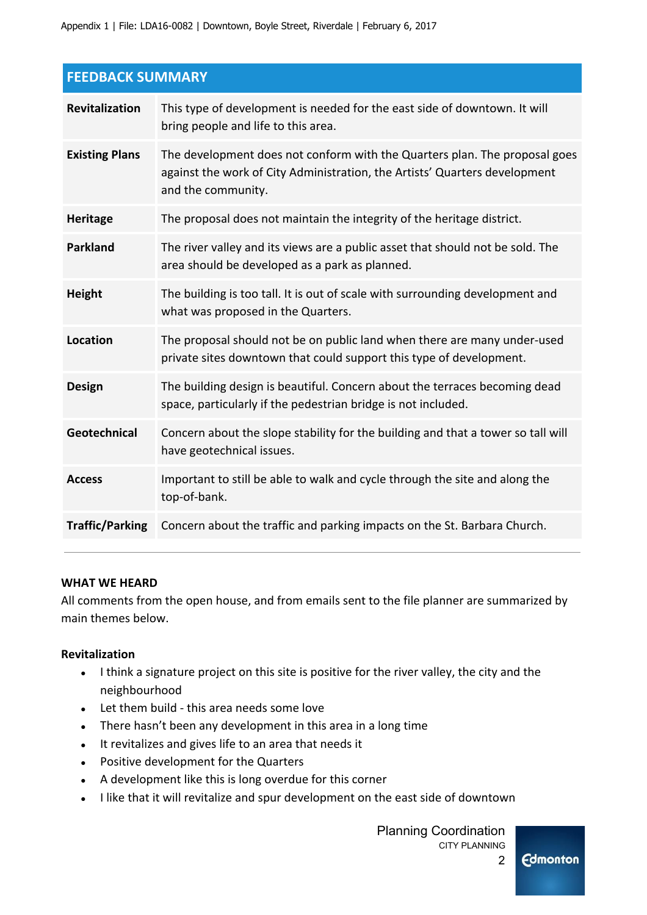## FEEDBACK SUMMARY

| | |
|---|---|
| **Revitalization** | This type of development is needed for the east side of downtown. It will bring people and life to this area. |
| **Existing Plans** | The development does not conform with the Quarters plan. The proposal goes against the work of City Administration, the Artists' Quarters development and the community. |
| **Heritage** | The proposal does not maintain the integrity of the heritage district. |
| **Parkland** | The river valley and its views are a public asset that should not be sold. The area should be developed as a park as planned. |
| **Height** | The building is too tall. It is out of scale with surrounding development and what was proposed in the Quarters. |
| **Location** | The proposal should not be on public land when there are many under-used private sites downtown that could support this type of development. |
| **Design** | The building design is beautiful. Concern about the terraces becoming dead space, particularly if the pedestrian bridge is not included. |
| **Geotechnical** | Concern about the slope stability for the building and that a tower so tall will have geotechnical issues. |
| **Access** | Important to still be able to walk and cycle through the site and along the top-of-bank. |
| **Traffic/Parking** | Concern about the traffic and parking impacts on the St. Barbara Church. |

### WHAT WE HEARD

All comments from the open house, and from emails sent to the file planner are summarized by main themes below.

#### Revitalization

- I think a signature project on this site is positive for the river valley, the city and the neighbourhood
- Let them build - this area needs some love
- There hasn't been any development in this area in a long time
- It revitalizes and gives life to an area that needs it
- Positive development for the Quarters
- A development like this is long overdue for this corner
- I like that it will revitalize and spur development on the east side of downtown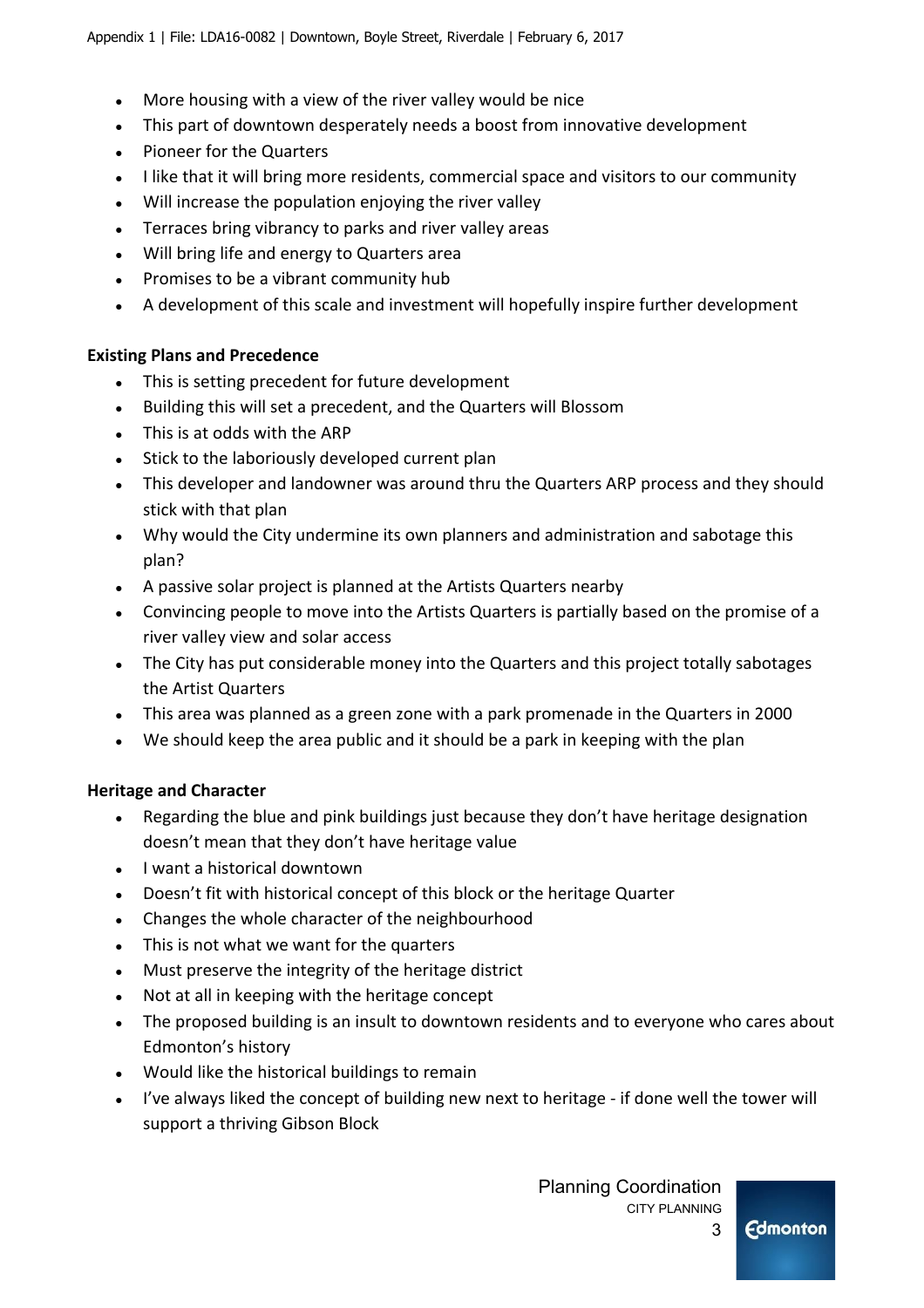- More housing with a view of the river valley would be nice
- This part of downtown desperately needs a boost from innovative development
- Pioneer for the Quarters
- I like that it will bring more residents, commercial space and visitors to our community
- Will increase the population enjoying the river valley
- Terraces bring vibrancy to parks and river valley areas
- Will bring life and energy to Quarters area
- Promises to be a vibrant community hub
- A development of this scale and investment will hopefully inspire further development

**Existing Plans and Precedence**

- This is setting precedent for future development
- Building this will set a precedent, and the Quarters will Blossom
- This is at odds with the ARP
- Stick to the laboriously developed current plan
- This developer and landowner was around thru the Quarters ARP process and they should stick with that plan
- Why would the City undermine its own planners and administration and sabotage this plan?
- A passive solar project is planned at the Artists Quarters nearby
- Convincing people to move into the Artists Quarters is partially based on the promise of a river valley view and solar access
- The City has put considerable money into the Quarters and this project totally sabotages the Artist Quarters
- This area was planned as a green zone with a park promenade in the Quarters in 2000
- We should keep the area public and it should be a park in keeping with the plan

**Heritage and Character**

- Regarding the blue and pink buildings just because they don't have heritage designation doesn't mean that they don't have heritage value
- I want a historical downtown
- Doesn't fit with historical concept of this block or the heritage Quarter
- Changes the whole character of the neighbourhood
- This is not what we want for the quarters
- Must preserve the integrity of the heritage district
- Not at all in keeping with the heritage concept
- The proposed building is an insult to downtown residents and to everyone who cares about Edmonton's history
- Would like the historical buildings to remain
- I've always liked the concept of building new next to heritage - if done well the tower will support a thriving Gibson Block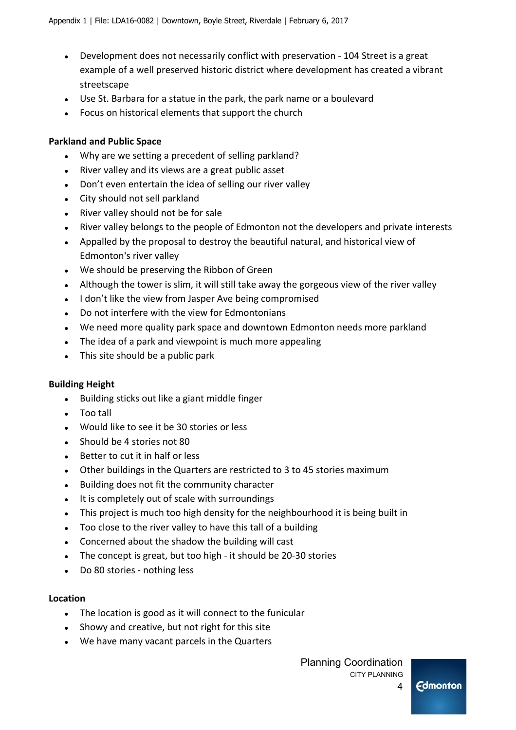- Development does not necessarily conflict with preservation - 104 Street is a great example of a well preserved historic district where development has created a vibrant streetscape
- Use St. Barbara for a statue in the park, the park name or a boulevard
- Focus on historical elements that support the church

**Parkland and Public Space**

- Why are we setting a precedent of selling parkland?
- River valley and its views are a great public asset
- Don't even entertain the idea of selling our river valley
- City should not sell parkland
- River valley should not be for sale
- River valley belongs to the people of Edmonton not the developers and private interests
- Appalled by the proposal to destroy the beautiful natural, and historical view of Edmonton's river valley
- We should be preserving the Ribbon of Green
- Although the tower is slim, it will still take away the gorgeous view of the river valley
- I don't like the view from Jasper Ave being compromised
- Do not interfere with the view for Edmontonians
- We need more quality park space and downtown Edmonton needs more parkland
- The idea of a park and viewpoint is much more appealing
- This site should be a public park

**Building Height**

- Building sticks out like a giant middle finger
- Too tall
- Would like to see it be 30 stories or less
- Should be 4 stories not 80
- Better to cut it in half or less
- Other buildings in the Quarters are restricted to 3 to 45 stories maximum
- Building does not fit the community character
- It is completely out of scale with surroundings
- This project is much too high density for the neighbourhood it is being built in
- Too close to the river valley to have this tall of a building
- Concerned about the shadow the building will cast
- The concept is great, but too high - it should be 20-30 stories
- Do 80 stories - nothing less

**Location**

- The location is good as it will connect to the funicular
- Showy and creative, but not right for this site
- We have many vacant parcels in the Quarters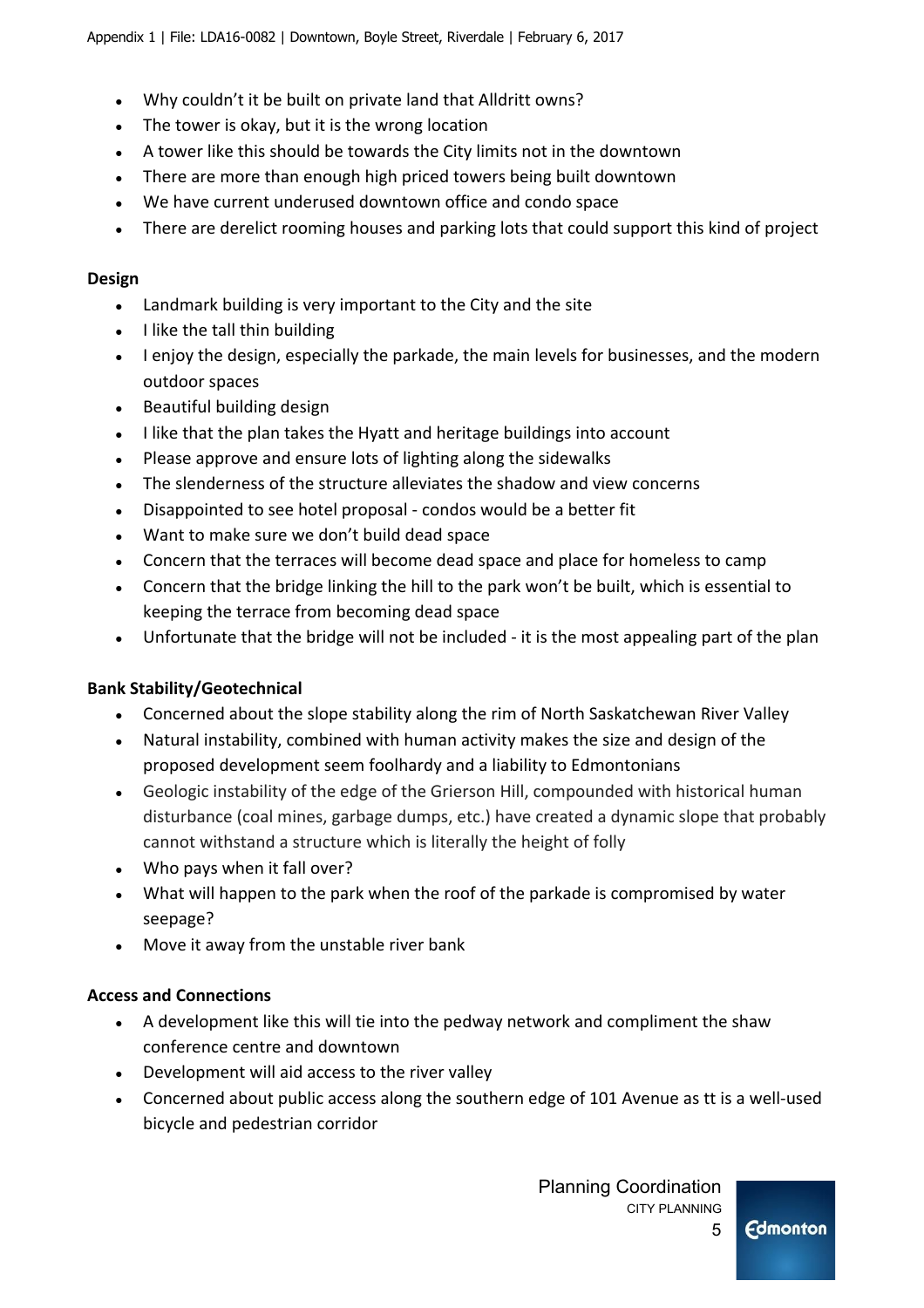- Why couldn't it be built on private land that Alldritt owns?
- The tower is okay, but it is the wrong location
- A tower like this should be towards the City limits not in the downtown
- There are more than enough high priced towers being built downtown
- We have current underused downtown office and condo space
- There are derelict rooming houses and parking lots that could support this kind of project

**Design**

- Landmark building is very important to the City and the site
- I like the tall thin building
- I enjoy the design, especially the parkade, the main levels for businesses, and the modern outdoor spaces
- Beautiful building design
- I like that the plan takes the Hyatt and heritage buildings into account
- Please approve and ensure lots of lighting along the sidewalks
- The slenderness of the structure alleviates the shadow and view concerns
- Disappointed to see hotel proposal - condos would be a better fit
- Want to make sure we don't build dead space
- Concern that the terraces will become dead space and place for homeless to camp
- Concern that the bridge linking the hill to the park won't be built, which is essential to keeping the terrace from becoming dead space
- Unfortunate that the bridge will not be included - it is the most appealing part of the plan

**Bank Stability/Geotechnical**

- Concerned about the slope stability along the rim of North Saskatchewan River Valley
- Natural instability, combined with human activity makes the size and design of the proposed development seem foolhardy and a liability to Edmontonians
- Geologic instability of the edge of the Grierson Hill, compounded with historical human disturbance (coal mines, garbage dumps, etc.) have created a dynamic slope that probably cannot withstand a structure which is literally the height of folly
- Who pays when it fall over?
- What will happen to the park when the roof of the parkade is compromised by water seepage?
- Move it away from the unstable river bank

**Access and Connections**

- A development like this will tie into the pedway network and compliment the shaw conference centre and downtown
- Development will aid access to the river valley
- Concerned about public access along the southern edge of 101 Avenue as tt is a well-used bicycle and pedestrian corridor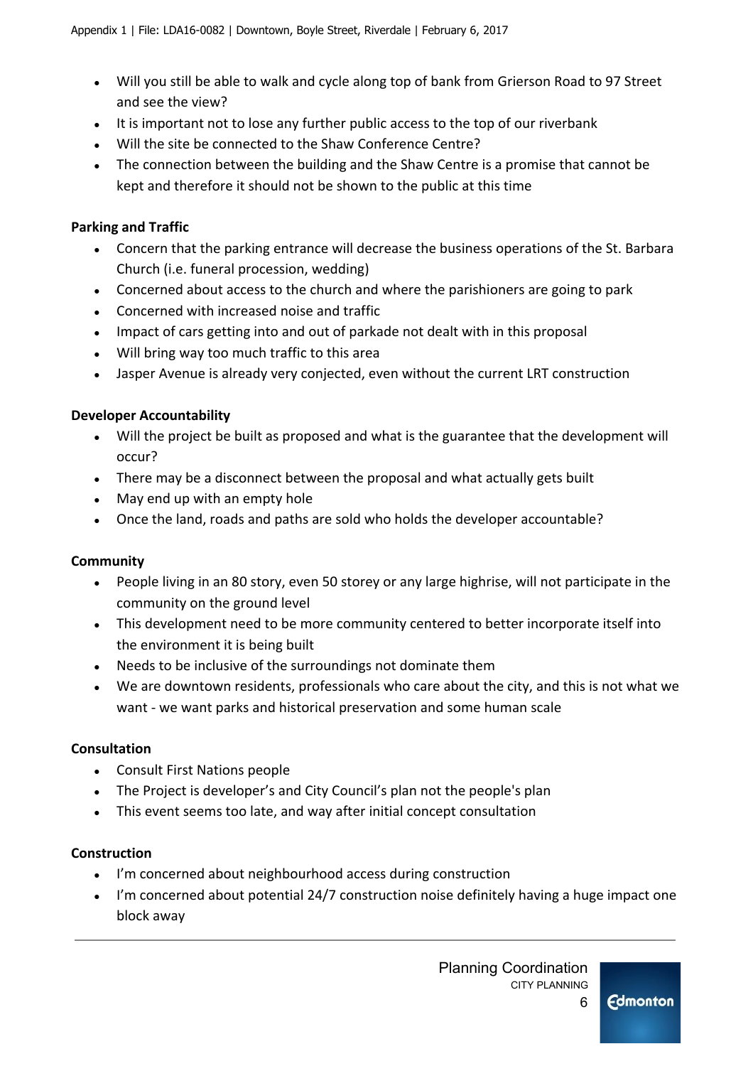- Will you still be able to walk and cycle along top of bank from Grierson Road to 97 Street and see the view?
- It is important not to lose any further public access to the top of our riverbank
- Will the site be connected to the Shaw Conference Centre?
- The connection between the building and the Shaw Centre is a promise that cannot be kept and therefore it should not be shown to the public at this time

**Parking and Traffic**

- Concern that the parking entrance will decrease the business operations of the St. Barbara Church (i.e. funeral procession, wedding)
- Concerned about access to the church and where the parishioners are going to park
- Concerned with increased noise and traffic
- Impact of cars getting into and out of parkade not dealt with in this proposal
- Will bring way too much traffic to this area
- Jasper Avenue is already very conjected, even without the current LRT construction

**Developer Accountability**

- Will the project be built as proposed and what is the guarantee that the development will occur?
- There may be a disconnect between the proposal and what actually gets built
- May end up with an empty hole
- Once the land, roads and paths are sold who holds the developer accountable?

**Community**

- People living in an 80 story, even 50 storey or any large highrise, will not participate in the community on the ground level
- This development need to be more community centered to better incorporate itself into the environment it is being built
- Needs to be inclusive of the surroundings not dominate them
- We are downtown residents, professionals who care about the city, and this is not what we want - we want parks and historical preservation and some human scale

**Consultation**

- Consult First Nations people
- The Project is developer's and City Council's plan not the people's plan
- This event seems too late, and way after initial concept consultation

**Construction**

- I'm concerned about neighbourhood access during construction
- I'm concerned about potential 24/7 construction noise definitely having a huge impact one block away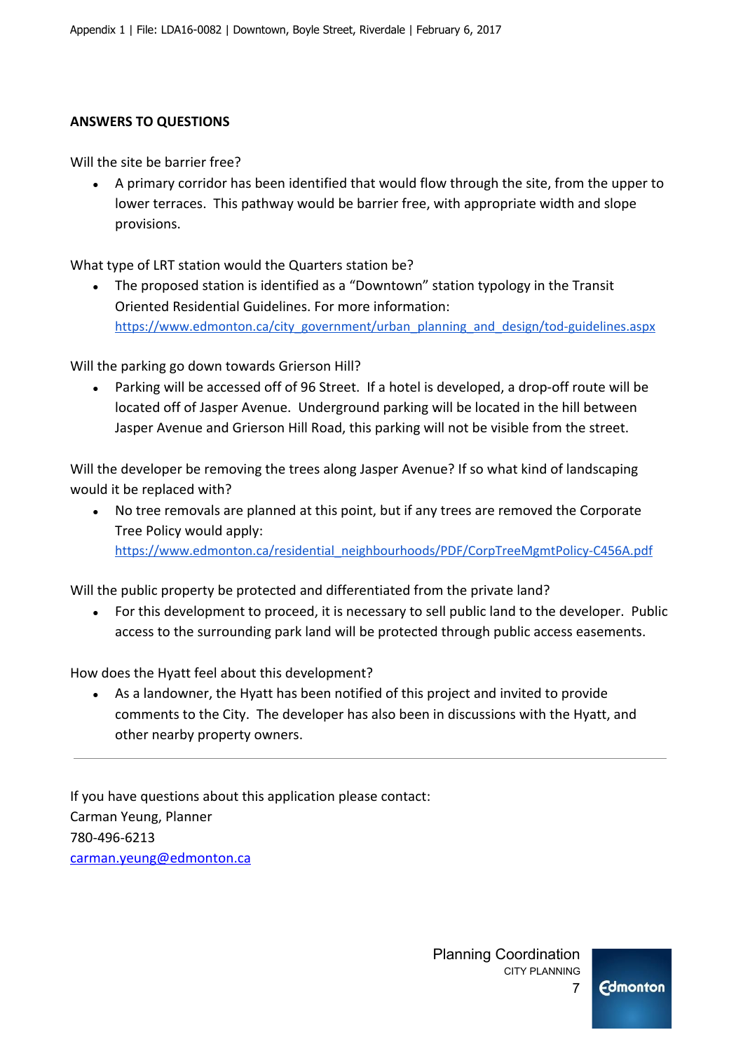**ANSWERS TO QUESTIONS**

Will the site be barrier free?

- A primary corridor has been identified that would flow through the site, from the upper to lower terraces. This pathway would be barrier free, with appropriate width and slope provisions.

What type of LRT station would the Quarters station be?

- The proposed station is identified as a "Downtown" station typology in the Transit Oriented Residential Guidelines. For more information: https://www.edmonton.ca/city_government/urban_planning_and_design/tod-guidelines.aspx

Will the parking go down towards Grierson Hill?

- Parking will be accessed off of 96 Street. If a hotel is developed, a drop-off route will be located off of Jasper Avenue. Underground parking will be located in the hill between Jasper Avenue and Grierson Hill Road, this parking will not be visible from the street.

Will the developer be removing the trees along Jasper Avenue? If so what kind of landscaping would it be replaced with?

- No tree removals are planned at this point, but if any trees are removed the Corporate Tree Policy would apply: https://www.edmonton.ca/residential_neighbourhoods/PDF/CorpTreeMgmtPolicy-C456A.pdf

Will the public property be protected and differentiated from the private land?

- For this development to proceed, it is necessary to sell public land to the developer. Public access to the surrounding park land will be protected through public access easements.

How does the Hyatt feel about this development?

- As a landowner, the Hyatt has been notified of this project and invited to provide comments to the City. The developer has also been in discussions with the Hyatt, and other nearby property owners.

---

If you have questions about this application please contact:
Carman Yeung, Planner
780-496-6213
carman.yeung@edmonton.ca